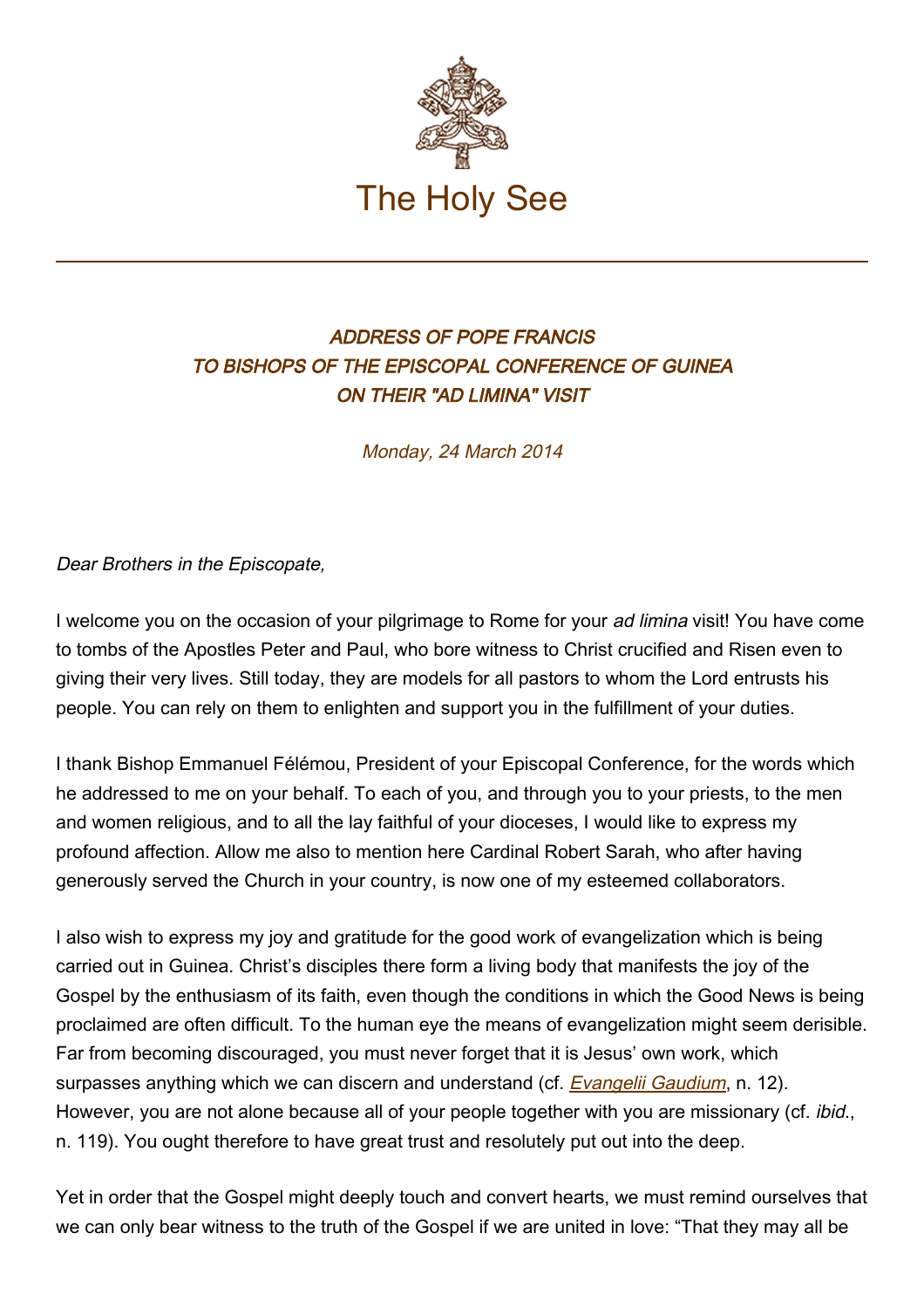The Holy See

### *ADDRESS OF POPE FRANCIS TO BISHOPS OF THE EPISCOPAL CONFERENCE OF GUINEA ON THEIR "AD LIMINA" VISIT*

*Monday, 24 March 2014*

*Dear Brothers in the Episcopate,*

I welcome you on the occasion of your pilgrimage to Rome for your *ad limina* visit! You have come to tombs of the Apostles Peter and Paul, who bore witness to Christ crucified and Risen even to giving their very lives. Still today, they are models for all pastors to whom the Lord entrusts his people. You can rely on them to enlighten and support you in the fulfillment of your duties.

I thank Bishop Emmanuel Félémou, President of your Episcopal Conference, for the words which he addressed to me on your behalf. To each of you, and through you to your priests, to the men and women religious, and to all the lay faithful of your dioceses, I would like to express my profound affection. Allow me also to mention here Cardinal Robert Sarah, who after having generously served the Church in your country, is now one of my esteemed collaborators.

I also wish to express my joy and gratitude for the good work of evangelization which is being carried out in Guinea. Christ's disciples there form a living body that manifests the joy of the Gospel by the enthusiasm of its faith, even though the conditions in which the Good News is being proclaimed are often difficult. To the human eye the means of evangelization might seem derisible. Far from becoming discouraged, you must never forget that it is Jesus' own work, which surpasses anything which we can discern and understand (cf. *Evangelii Gaudium*, n. 12). However, you are not alone because all of your people together with you are missionary (cf. *ibid.*, n. 119). You ought therefore to have great trust and resolutely put out into the deep.

Yet in order that the Gospel might deeply touch and convert hearts, we must remind ourselves that we can only bear witness to the truth of the Gospel if we are united in love: "That they may all be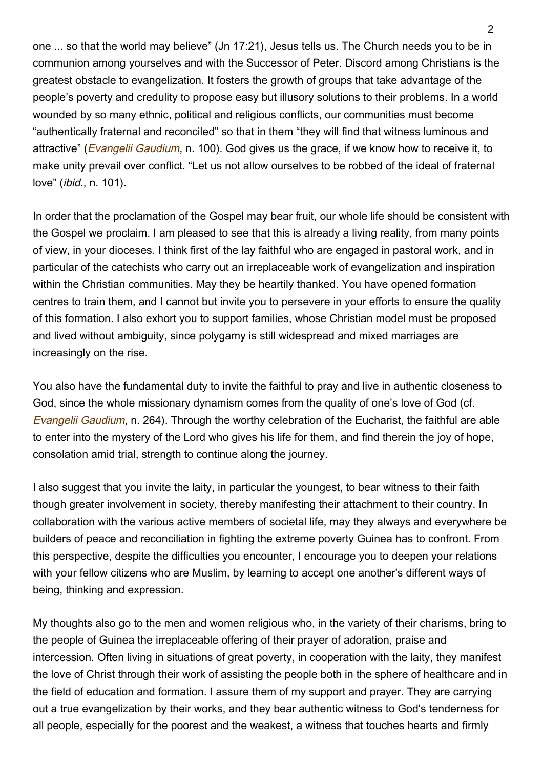one ... so that the world may believe” (Jn 17:21), Jesus tells us. The Church needs you to be in communion among yourselves and with the Successor of Peter. Discord among Christians is the greatest obstacle to evangelization. It fosters the growth of groups that take advantage of the people’s poverty and credulity to propose easy but illusory solutions to their problems. In a world wounded by so many ethnic, political and religious conflicts, our communities must become “authentically fraternal and reconciled” so that in them “they will find that witness luminous and attractive” (*Evangelii Gaudium*, n. 100). God gives us the grace, if we know how to receive it, to make unity prevail over conflict. “Let us not allow ourselves to be robbed of the ideal of fraternal love” (*ibid*., n. 101).

In order that the proclamation of the Gospel may bear fruit, our whole life should be consistent with the Gospel we proclaim. I am pleased to see that this is already a living reality, from many points of view, in your dioceses. I think first of the lay faithful who are engaged in pastoral work, and in particular of the catechists who carry out an irreplaceable work of evangelization and inspiration within the Christian communities. May they be heartily thanked. You have opened formation centres to train them, and I cannot but invite you to persevere in your efforts to ensure the quality of this formation. I also exhort you to support families, whose Christian model must be proposed and lived without ambiguity, since polygamy is still widespread and mixed marriages are increasingly on the rise.

You also have the fundamental duty to invite the faithful to pray and live in authentic closeness to God, since the whole missionary dynamism comes from the quality of one’s love of God (cf. *Evangelii Gaudium*, n. 264). Through the worthy celebration of the Eucharist, the faithful are able to enter into the mystery of the Lord who gives his life for them, and find therein the joy of hope, consolation amid trial, strength to continue along the journey.

I also suggest that you invite the laity, in particular the youngest, to bear witness to their faith though greater involvement in society, thereby manifesting their attachment to their country. In collaboration with the various active members of societal life, may they always and everywhere be builders of peace and reconciliation in fighting the extreme poverty Guinea has to confront. From this perspective, despite the difficulties you encounter, I encourage you to deepen your relations with your fellow citizens who are Muslim, by learning to accept one another's different ways of being, thinking and expression.

My thoughts also go to the men and women religious who, in the variety of their charisms, bring to the people of Guinea the irreplaceable offering of their prayer of adoration, praise and intercession. Often living in situations of great poverty, in cooperation with the laity, they manifest the love of Christ through their work of assisting the people both in the sphere of healthcare and in the field of education and formation. I assure them of my support and prayer. They are carrying out a true evangelization by their works, and they bear authentic witness to God's tenderness for all people, especially for the poorest and the weakest, a witness that touches hearts and firmly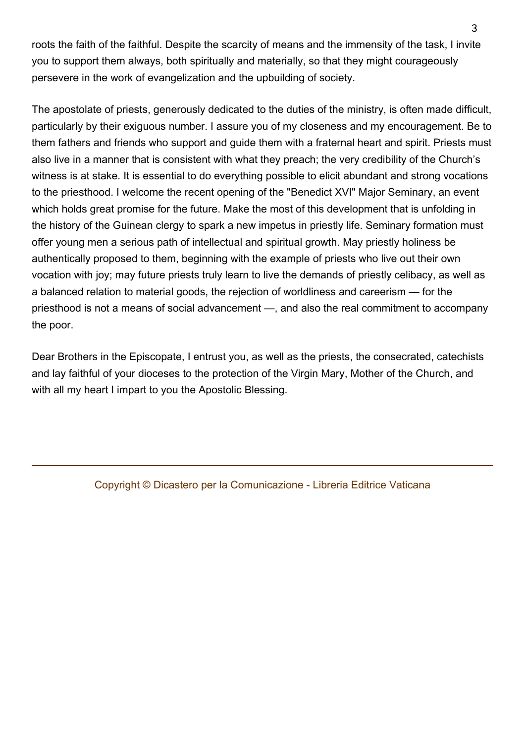roots the faith of the faithful. Despite the scarcity of means and the immensity of the task, I invite you to support them always, both spiritually and materially, so that they might courageously persevere in the work of evangelization and the upbuilding of society.

The apostolate of priests, generously dedicated to the duties of the ministry, is often made difficult, particularly by their exiguous number. I assure you of my closeness and my encouragement. Be to them fathers and friends who support and guide them with a fraternal heart and spirit. Priests must also live in a manner that is consistent with what they preach; the very credibility of the Church's witness is at stake. It is essential to do everything possible to elicit abundant and strong vocations to the priesthood. I welcome the recent opening of the "Benedict XVI" Major Seminary, an event which holds great promise for the future. Make the most of this development that is unfolding in the history of the Guinean clergy to spark a new impetus in priestly life. Seminary formation must offer young men a serious path of intellectual and spiritual growth. May priestly holiness be authentically proposed to them, beginning with the example of priests who live out their own vocation with joy; may future priests truly learn to live the demands of priestly celibacy, as well as a balanced relation to material goods, the rejection of worldliness and careerism — for the priesthood is not a means of social advancement —, and also the real commitment to accompany the poor.

Dear Brothers in the Episcopate, I entrust you, as well as the priests, the consecrated, catechists and lay faithful of your dioceses to the protection of the Virgin Mary, Mother of the Church, and with all my heart I impart to you the Apostolic Blessing.

---

Copyright © Dicastero per la Comunicazione - Libreria Editrice Vaticana